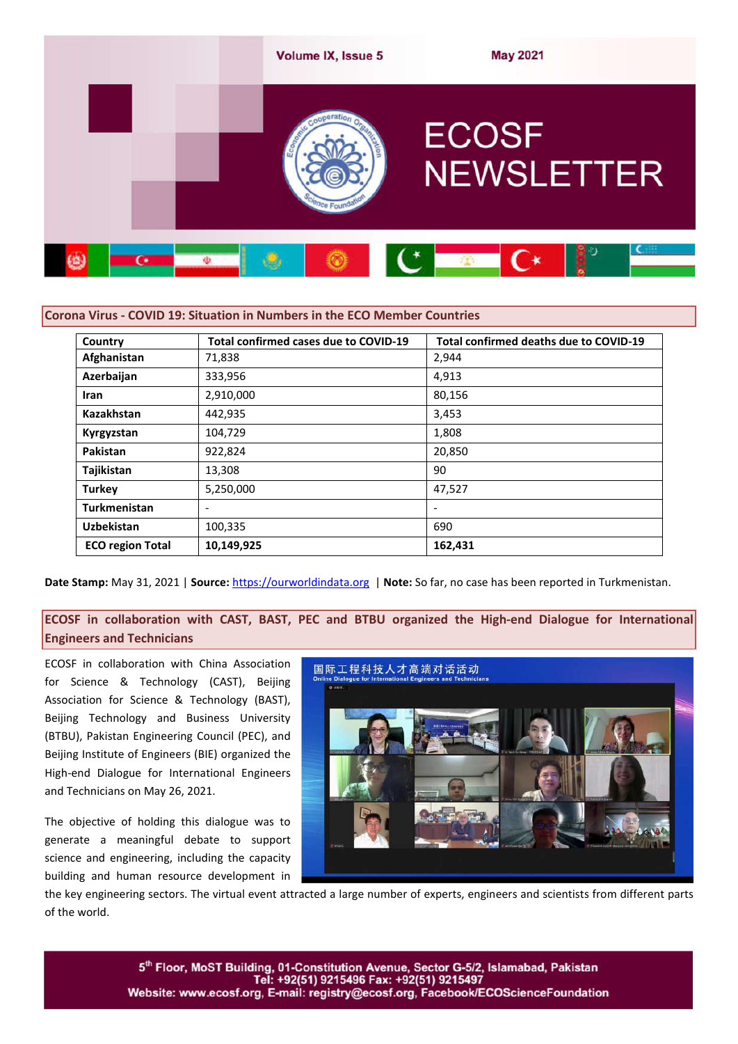# ECOSF NEWSLETTER

## Corona Virus - COVID 19: Situation in Numbers in the ECO Member Countries

| Country | Total confirmed cases due to COVID-19 | Total confirmed deaths due to COVID-19 |
|---|---|---|
| **Afghanistan** | 71,838 | 2,944 |
| **Azerbaijan** | 333,956 | 4,913 |
| **Iran** | 2,910,000 | 80,156 |
| **Kazakhstan** | 442,935 | 3,453 |
| **Kyrgyzstan** | 104,729 | 1,808 |
| **Pakistan** | 922,824 | 20,850 |
| **Tajikistan** | 13,308 | 90 |
| **Turkey** | 5,250,000 | 47,527 |
| **Turkmenistan** | - | - |
| **Uzbekistan** | 100,335 | 690 |
| **ECO region Total** | **10,149,925** | **162,431** |

**Date Stamp:** May 31, 2021 | **Source:** https://ourworldindata.org | **Note:** So far, no case has been reported in Turkmenistan.

## ECOSF in collaboration with CAST, BAST, PEC and BTBU organized the High-end Dialogue for International Engineers and Technicians

ECOSF in collaboration with China Association for Science & Technology (CAST), Beijing Association for Science & Technology (BAST), Beijing Technology and Business University (BTBU), Pakistan Engineering Council (PEC), and Beijing Institute of Engineers (BIE) organized the High-end Dialogue for International Engineers and Technicians on May 26, 2021.

The objective of holding this dialogue was to generate a meaningful debate to support science and engineering, including the capacity building and human resource development in the key engineering sectors. The virtual event attracted a large number of experts, engineers and scientists from different parts of the world.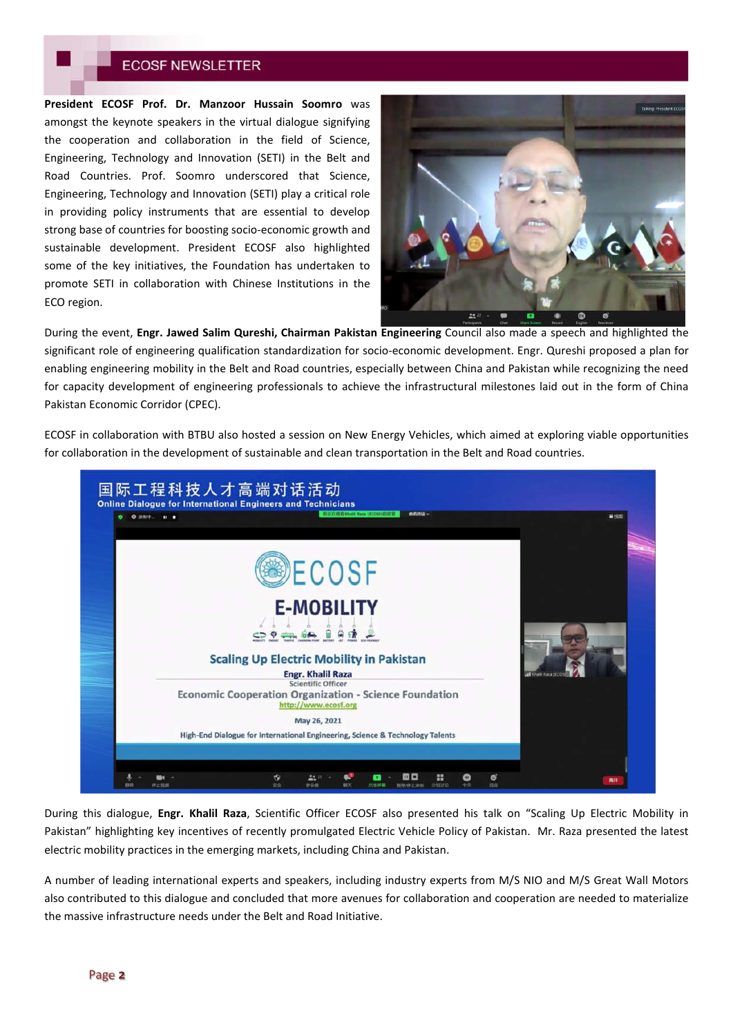**President ECOSF Prof. Dr. Manzoor Hussain Soomro** was amongst the keynote speakers in the virtual dialogue signifying the cooperation and collaboration in the field of Science, Engineering, Technology and Innovation (SETI) in the Belt and Road Countries. Prof. Soomro underscored that Science, Engineering, Technology and Innovation (SETI) play a critical role in providing policy instruments that are essential to develop strong base of countries for boosting socio-economic growth and sustainable development. President ECOSF also highlighted some of the key initiatives, the Foundation has undertaken to promote SETI in collaboration with Chinese Institutions in the ECO region.

During the event, **Engr. Jawed Salim Qureshi, Chairman Pakistan Engineering** Council also made a speech and highlighted the significant role of engineering qualification standardization for socio-economic development. Engr. Qureshi proposed a plan for enabling engineering mobility in the Belt and Road countries, especially between China and Pakistan while recognizing the need for capacity development of engineering professionals to achieve the infrastructural milestones laid out in the form of China Pakistan Economic Corridor (CPEC).

ECOSF in collaboration with BTBU also hosted a session on New Energy Vehicles, which aimed at exploring viable opportunities for collaboration in the development of sustainable and clean transportation in the Belt and Road countries.

During this dialogue, **Engr. Khalil Raza**, Scientific Officer ECOSF also presented his talk on "Scaling Up Electric Mobility in Pakistan" highlighting key incentives of recently promulgated Electric Vehicle Policy of Pakistan. Mr. Raza presented the latest electric mobility practices in the emerging markets, including China and Pakistan.

A number of leading international experts and speakers, including industry experts from M/S NIO and M/S Great Wall Motors also contributed to this dialogue and concluded that more avenues for collaboration and cooperation are needed to materialize the massive infrastructure needs under the Belt and Road Initiative.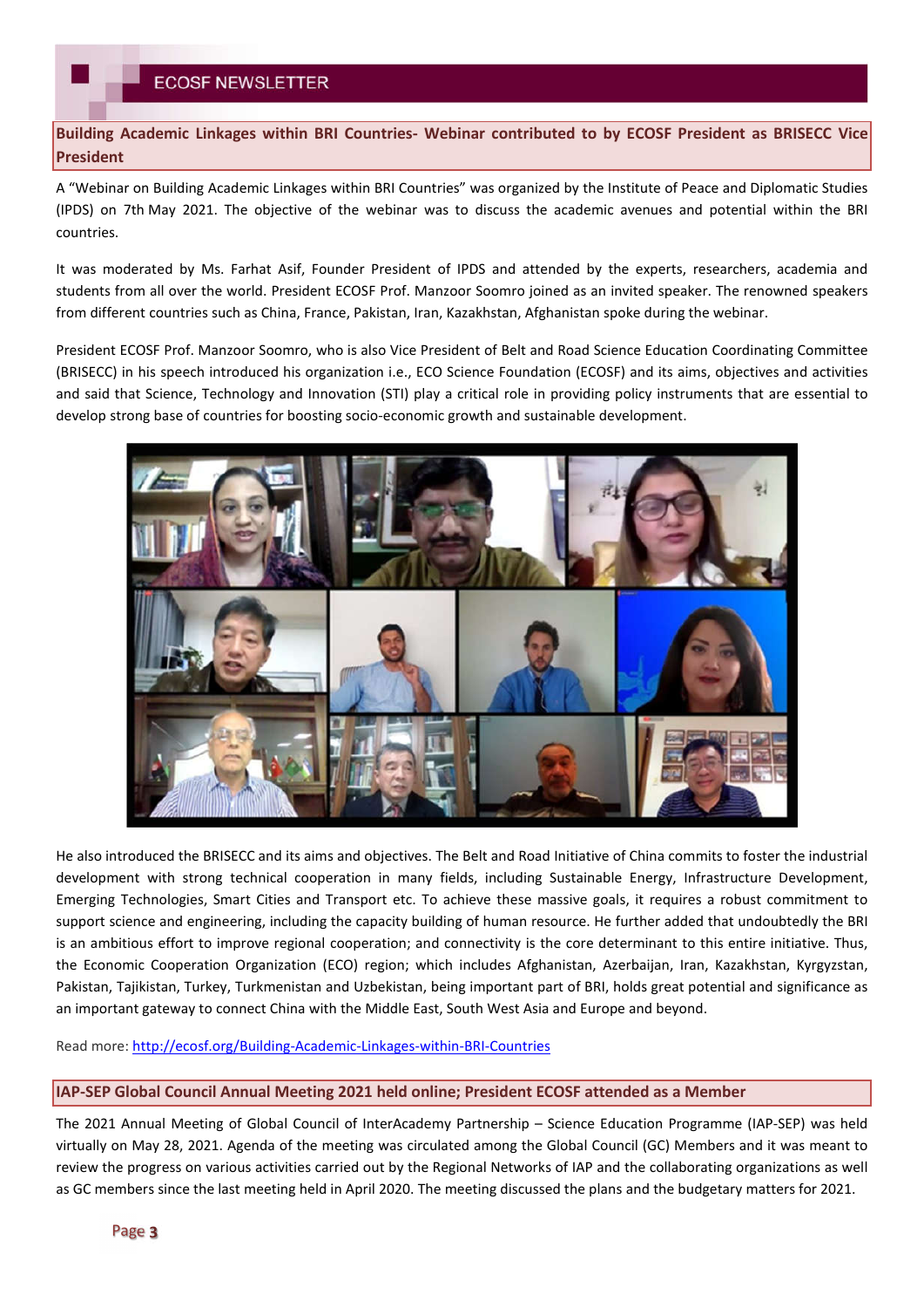## Building Academic Linkages within BRI Countries- Webinar contributed to by ECOSF President as BRISECC Vice President

A "Webinar on Building Academic Linkages within BRI Countries" was organized by the Institute of Peace and Diplomatic Studies (IPDS) on 7th May 2021. The objective of the webinar was to discuss the academic avenues and potential within the BRI countries.

It was moderated by Ms. Farhat Asif, Founder President of IPDS and attended by the experts, researchers, academia and students from all over the world. President ECOSF Prof. Manzoor Soomro joined as an invited speaker. The renowned speakers from different countries such as China, France, Pakistan, Iran, Kazakhstan, Afghanistan spoke during the webinar.

President ECOSF Prof. Manzoor Soomro, who is also Vice President of Belt and Road Science Education Coordinating Committee (BRISECC) in his speech introduced his organization i.e., ECO Science Foundation (ECOSF) and its aims, objectives and activities and said that Science, Technology and Innovation (STI) play a critical role in providing policy instruments that are essential to develop strong base of countries for boosting socio-economic growth and sustainable development.

He also introduced the BRISECC and its aims and objectives. The Belt and Road Initiative of China commits to foster the industrial development with strong technical cooperation in many fields, including Sustainable Energy, Infrastructure Development, Emerging Technologies, Smart Cities and Transport etc. To achieve these massive goals, it requires a robust commitment to support science and engineering, including the capacity building of human resource. He further added that undoubtedly the BRI is an ambitious effort to improve regional cooperation; and connectivity is the core determinant to this entire initiative. Thus, the Economic Cooperation Organization (ECO) region; which includes Afghanistan, Azerbaijan, Iran, Kazakhstan, Kyrgyzstan, Pakistan, Tajikistan, Turkey, Turkmenistan and Uzbekistan, being important part of BRI, holds great potential and significance as an important gateway to connect China with the Middle East, South West Asia and Europe and beyond.

Read more: http://ecosf.org/Building-Academic-Linkages-within-BRI-Countries

## IAP-SEP Global Council Annual Meeting 2021 held online; President ECOSF attended as a Member

The 2021 Annual Meeting of Global Council of InterAcademy Partnership – Science Education Programme (IAP-SEP) was held virtually on May 28, 2021. Agenda of the meeting was circulated among the Global Council (GC) Members and it was meant to review the progress on various activities carried out by the Regional Networks of IAP and the collaborating organizations as well as GC members since the last meeting held in April 2020. The meeting discussed the plans and the budgetary matters for 2021.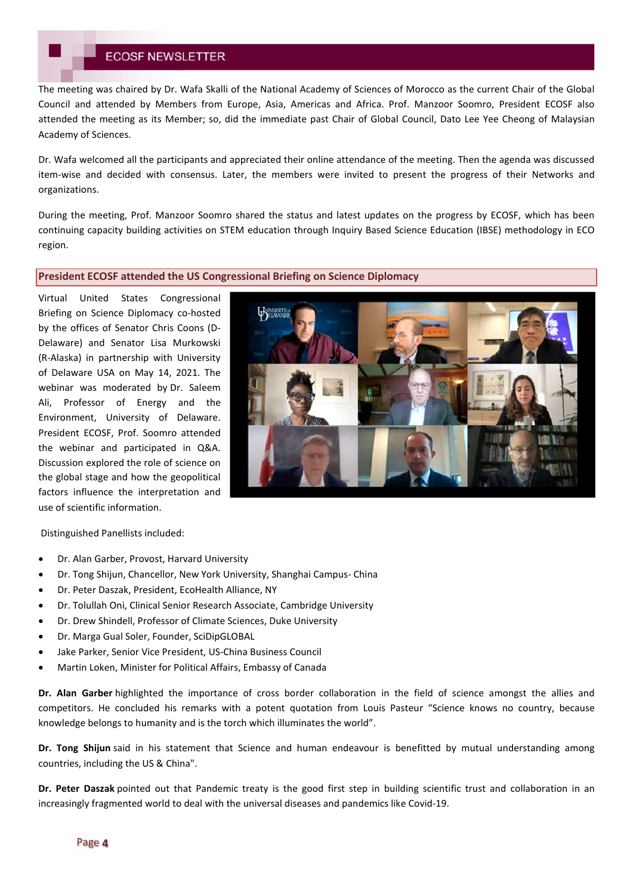The meeting was chaired by Dr. Wafa Skalli of the National Academy of Sciences of Morocco as the current Chair of the Global Council and attended by Members from Europe, Asia, Americas and Africa. Prof. Manzoor Soomro, President ECOSF also attended the meeting as its Member; so, did the immediate past Chair of Global Council, Dato Lee Yee Cheong of Malaysian Academy of Sciences.

Dr. Wafa welcomed all the participants and appreciated their online attendance of the meeting. Then the agenda was discussed item-wise and decided with consensus. Later, the members were invited to present the progress of their Networks and organizations.

During the meeting, Prof. Manzoor Soomro shared the status and latest updates on the progress by ECOSF, which has been continuing capacity building activities on STEM education through Inquiry Based Science Education (IBSE) methodology in ECO region.

## President ECOSF attended the US Congressional Briefing on Science Diplomacy

Virtual United States Congressional Briefing on Science Diplomacy co-hosted by the offices of Senator Chris Coons (D-Delaware) and Senator Lisa Murkowski (R-Alaska) in partnership with University of Delaware USA on May 14, 2021. The webinar was moderated by Dr. Saleem Ali, Professor of Energy and the Environment, University of Delaware. President ECOSF, Prof. Soomro attended the webinar and participated in Q&A. Discussion explored the role of science on the global stage and how the geopolitical factors influence the interpretation and use of scientific information.

Distinguished Panellists included:

- Dr. Alan Garber, Provost, Harvard University
- Dr. Tong Shijun, Chancellor, New York University, Shanghai Campus- China
- Dr. Peter Daszak, President, EcoHealth Alliance, NY
- Dr. Tolullah Oni, Clinical Senior Research Associate, Cambridge University
- Dr. Drew Shindell, Professor of Climate Sciences, Duke University
- Dr. Marga Gual Soler, Founder, SciDipGLOBAL
- Jake Parker, Senior Vice President, US-China Business Council
- Martin Loken, Minister for Political Affairs, Embassy of Canada

**Dr. Alan Garber** highlighted the importance of cross border collaboration in the field of science amongst the allies and competitors. He concluded his remarks with a potent quotation from Louis Pasteur "Science knows no country, because knowledge belongs to humanity and is the torch which illuminates the world".

**Dr. Tong Shijun** said in his statement that Science and human endeavour is benefitted by mutual understanding among countries, including the US & China".

**Dr. Peter Daszak** pointed out that Pandemic treaty is the good first step in building scientific trust and collaboration in an increasingly fragmented world to deal with the universal diseases and pandemics like Covid-19.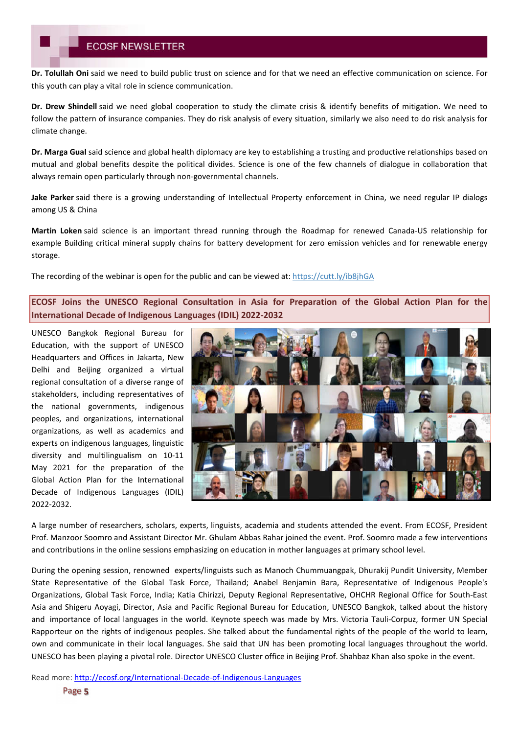**Dr. Tolullah Oni** said we need to build public trust on science and for that we need an effective communication on science. For this youth can play a vital role in science communication.

**Dr. Drew Shindell** said we need global cooperation to study the climate crisis & identify benefits of mitigation. We need to follow the pattern of insurance companies. They do risk analysis of every situation, similarly we also need to do risk analysis for climate change.

**Dr. Marga Gual** said science and global health diplomacy are key to establishing a trusting and productive relationships based on mutual and global benefits despite the political divides. Science is one of the few channels of dialogue in collaboration that always remain open particularly through non-governmental channels.

**Jake Parker** said there is a growing understanding of Intellectual Property enforcement in China, we need regular IP dialogs among US & China

**Martin Loken** said science is an important thread running through the Roadmap for renewed Canada-US relationship for example Building critical mineral supply chains for battery development for zero emission vehicles and for renewable energy storage.

The recording of the webinar is open for the public and can be viewed at: https://cutt.ly/ib8jhGA

## ECOSF Joins the UNESCO Regional Consultation in Asia for Preparation of the Global Action Plan for the International Decade of Indigenous Languages (IDIL) 2022-2032

UNESCO Bangkok Regional Bureau for Education, with the support of UNESCO Headquarters and Offices in Jakarta, New Delhi and Beijing organized a virtual regional consultation of a diverse range of stakeholders, including representatives of the national governments, indigenous peoples, and organizations, international organizations, as well as academics and experts on indigenous languages, linguistic diversity and multilingualism on 10-11 May 2021 for the preparation of the Global Action Plan for the International Decade of Indigenous Languages (IDIL) 2022-2032.

A large number of researchers, scholars, experts, linguists, academia and students attended the event. From ECOSF, President Prof. Manzoor Soomro and Assistant Director Mr. Ghulam Abbas Rahar joined the event. Prof. Soomro made a few interventions and contributions in the online sessions emphasizing on education in mother languages at primary school level.

During the opening session, renowned experts/linguists such as Manoch Chummuangpak, Dhurakij Pundit University, Member State Representative of the Global Task Force, Thailand; Anabel Benjamin Bara, Representative of Indigenous People's Organizations, Global Task Force, India; Katia Chirizzi, Deputy Regional Representative, OHCHR Regional Office for South-East Asia and Shigeru Aoyagi, Director, Asia and Pacific Regional Bureau for Education, UNESCO Bangkok, talked about the history and importance of local languages in the world. Keynote speech was made by Mrs. Victoria Tauli-Corpuz, former UN Special Rapporteur on the rights of indigenous peoples. She talked about the fundamental rights of the people of the world to learn, own and communicate in their local languages. She said that UN has been promoting local languages throughout the world. UNESCO has been playing a pivotal role. Director UNESCO Cluster office in Beijing Prof. Shahbaz Khan also spoke in the event.

Read more: http://ecosf.org/International-Decade-of-Indigenous-Languages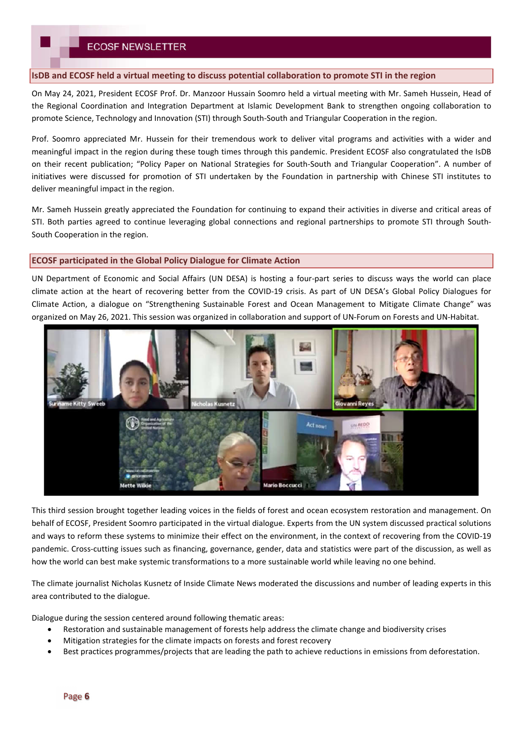## IsDB and ECOSF held a virtual meeting to discuss potential collaboration to promote STI in the region

On May 24, 2021, President ECOSF Prof. Dr. Manzoor Hussain Soomro held a virtual meeting with Mr. Sameh Hussein, Head of the Regional Coordination and Integration Department at Islamic Development Bank to strengthen ongoing collaboration to promote Science, Technology and Innovation (STI) through South-South and Triangular Cooperation in the region.

Prof. Soomro appreciated Mr. Hussein for their tremendous work to deliver vital programs and activities with a wider and meaningful impact in the region during these tough times through this pandemic. President ECOSF also congratulated the IsDB on their recent publication; “Policy Paper on National Strategies for South-South and Triangular Cooperation”. A number of initiatives were discussed for promotion of STI undertaken by the Foundation in partnership with Chinese STI institutes to deliver meaningful impact in the region.

Mr. Sameh Hussein greatly appreciated the Foundation for continuing to expand their activities in diverse and critical areas of STI. Both parties agreed to continue leveraging global connections and regional partnerships to promote STI through South-South Cooperation in the region.

## ECOSF participated in the Global Policy Dialogue for Climate Action

UN Department of Economic and Social Affairs (UN DESA) is hosting a four-part series to discuss ways the world can place climate action at the heart of recovering better from the COVID-19 crisis. As part of UN DESA’s Global Policy Dialogues for Climate Action, a dialogue on “Strengthening Sustainable Forest and Ocean Management to Mitigate Climate Change” was organized on May 26, 2021. This session was organized in collaboration and support of UN-Forum on Forests and UN-Habitat.

This third session brought together leading voices in the fields of forest and ocean ecosystem restoration and management. On behalf of ECOSF, President Soomro participated in the virtual dialogue. Experts from the UN system discussed practical solutions and ways to reform these systems to minimize their effect on the environment, in the context of recovering from the COVID-19 pandemic. Cross-cutting issues such as financing, governance, gender, data and statistics were part of the discussion, as well as how the world can best make systemic transformations to a more sustainable world while leaving no one behind.

The climate journalist Nicholas Kusnetz of Inside Climate News moderated the discussions and number of leading experts in this area contributed to the dialogue.

Dialogue during the session centered around following thematic areas:

- Restoration and sustainable management of forests help address the climate change and biodiversity crises
- Mitigation strategies for the climate impacts on forests and forest recovery
- Best practices programmes/projects that are leading the path to achieve reductions in emissions from deforestation.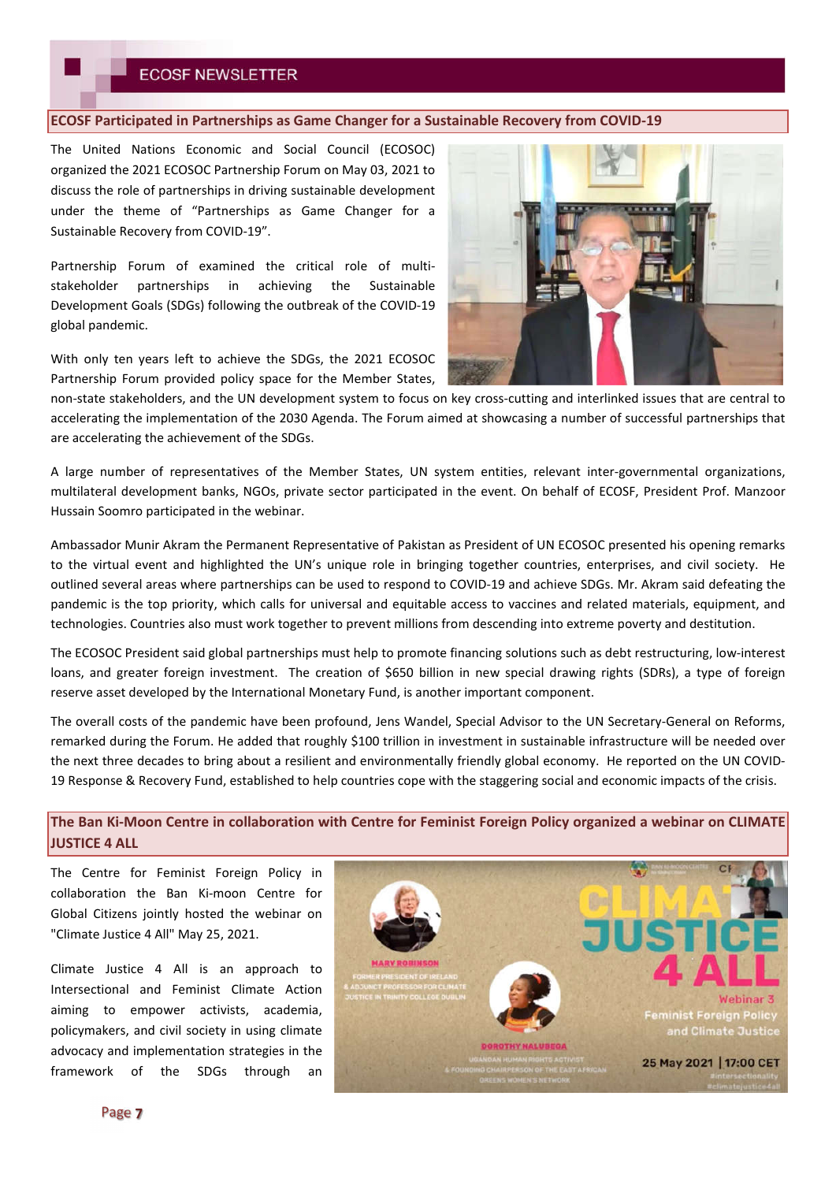## ECOSF Participated in Partnerships as Game Changer for a Sustainable Recovery from COVID-19

The United Nations Economic and Social Council (ECOSOC) organized the 2021 ECOSOC Partnership Forum on May 03, 2021 to discuss the role of partnerships in driving sustainable development under the theme of "Partnerships as Game Changer for a Sustainable Recovery from COVID-19".

Partnership Forum of examined the critical role of multi-stakeholder partnerships in achieving the Sustainable Development Goals (SDGs) following the outbreak of the COVID-19 global pandemic.

With only ten years left to achieve the SDGs, the 2021 ECOSOC Partnership Forum provided policy space for the Member States, non-state stakeholders, and the UN development system to focus on key cross-cutting and interlinked issues that are central to accelerating the implementation of the 2030 Agenda. The Forum aimed at showcasing a number of successful partnerships that are accelerating the achievement of the SDGs.

A large number of representatives of the Member States, UN system entities, relevant inter-governmental organizations, multilateral development banks, NGOs, private sector participated in the event. On behalf of ECOSF, President Prof. Manzoor Hussain Soomro participated in the webinar.

Ambassador Munir Akram the Permanent Representative of Pakistan as President of UN ECOSOC presented his opening remarks to the virtual event and highlighted the UN's unique role in bringing together countries, enterprises, and civil society. He outlined several areas where partnerships can be used to respond to COVID-19 and achieve SDGs. Mr. Akram said defeating the pandemic is the top priority, which calls for universal and equitable access to vaccines and related materials, equipment, and technologies. Countries also must work together to prevent millions from descending into extreme poverty and destitution.

The ECOSOC President said global partnerships must help to promote financing solutions such as debt restructuring, low-interest loans, and greater foreign investment. The creation of $650 billion in new special drawing rights (SDRs), a type of foreign reserve asset developed by the International Monetary Fund, is another important component.

The overall costs of the pandemic have been profound, Jens Wandel, Special Advisor to the UN Secretary-General on Reforms, remarked during the Forum. He added that roughly $100 trillion in investment in sustainable infrastructure will be needed over the next three decades to bring about a resilient and environmentally friendly global economy. He reported on the UN COVID-19 Response & Recovery Fund, established to help countries cope with the staggering social and economic impacts of the crisis.

## The Ban Ki-Moon Centre in collaboration with Centre for Feminist Foreign Policy organized a webinar on CLIMATE JUSTICE 4 ALL

The Centre for Feminist Foreign Policy in collaboration the Ban Ki-moon Centre for Global Citizens jointly hosted the webinar on "Climate Justice 4 All" May 25, 2021.

Climate Justice 4 All is an approach to Intersectional and Feminist Climate Action aiming to empower activists, academia, policymakers, and civil society in using climate advocacy and implementation strategies in the framework of the SDGs through an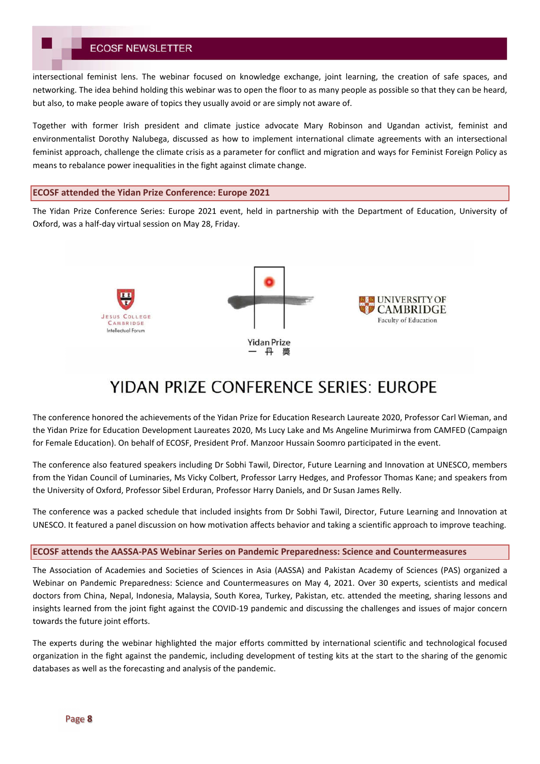intersectional feminist lens. The webinar focused on knowledge exchange, joint learning, the creation of safe spaces, and networking. The idea behind holding this webinar was to open the floor to as many people as possible so that they can be heard, but also, to make people aware of topics they usually avoid or are simply not aware of.

Together with former Irish president and climate justice advocate Mary Robinson and Ugandan activist, feminist and environmentalist Dorothy Nalubega, discussed as how to implement international climate agreements with an intersectional feminist approach, challenge the climate crisis as a parameter for conflict and migration and ways for Feminist Foreign Policy as means to rebalance power inequalities in the fight against climate change.

## ECOSF attended the Yidan Prize Conference: Europe 2021

The Yidan Prize Conference Series: Europe 2021 event, held in partnership with the Department of Education, University of Oxford, was a half-day virtual session on May 28, Friday.

Jesus College Cambridge Intellectual Forum

Yidan Prize 一丹奬

University of Cambridge Faculty of Education

YIDAN PRIZE CONFERENCE SERIES: EUROPE

The conference honored the achievements of the Yidan Prize for Education Research Laureate 2020, Professor Carl Wieman, and the Yidan Prize for Education Development Laureates 2020, Ms Lucy Lake and Ms Angeline Murimirwa from CAMFED (Campaign for Female Education). On behalf of ECOSF, President Prof. Manzoor Hussain Soomro participated in the event.

The conference also featured speakers including Dr Sobhi Tawil, Director, Future Learning and Innovation at UNESCO, members from the Yidan Council of Luminaries, Ms Vicky Colbert, Professor Larry Hedges, and Professor Thomas Kane; and speakers from the University of Oxford, Professor Sibel Erduran, Professor Harry Daniels, and Dr Susan James Relly.

The conference was a packed schedule that included insights from Dr Sobhi Tawil, Director, Future Learning and Innovation at UNESCO. It featured a panel discussion on how motivation affects behavior and taking a scientific approach to improve teaching.

## ECOSF attends the AASSA-PAS Webinar Series on Pandemic Preparedness: Science and Countermeasures

The Association of Academies and Societies of Sciences in Asia (AASSA) and Pakistan Academy of Sciences (PAS) organized a Webinar on Pandemic Preparedness: Science and Countermeasures on May 4, 2021. Over 30 experts, scientists and medical doctors from China, Nepal, Indonesia, Malaysia, South Korea, Turkey, Pakistan, etc. attended the meeting, sharing lessons and insights learned from the joint fight against the COVID-19 pandemic and discussing the challenges and issues of major concern towards the future joint efforts.

The experts during the webinar highlighted the major efforts committed by international scientific and technological focused organization in the fight against the pandemic, including development of testing kits at the start to the sharing of the genomic databases as well as the forecasting and analysis of the pandemic.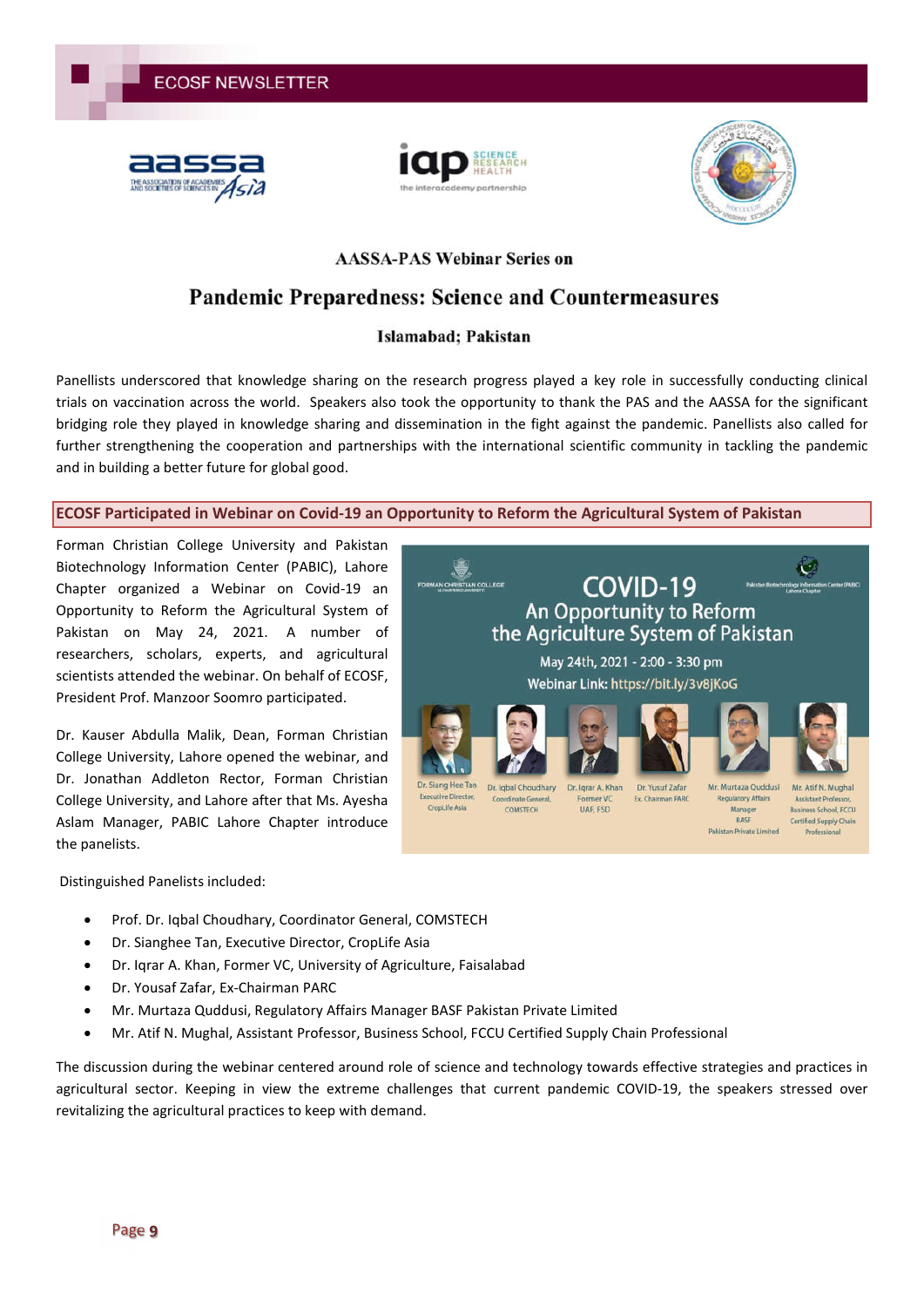AASSA-PAS Webinar Series on

# Pandemic Preparedness: Science and Countermeasures

### Islamabad; Pakistan

Panellists underscored that knowledge sharing on the research progress played a key role in successfully conducting clinical trials on vaccination across the world. Speakers also took the opportunity to thank the PAS and the AASSA for the significant bridging role they played in knowledge sharing and dissemination in the fight against the pandemic. Panellists also called for further strengthening the cooperation and partnerships with the international scientific community in tackling the pandemic and in building a better future for global good.

## ECOSF Participated in Webinar on Covid-19 an Opportunity to Reform the Agricultural System of Pakistan

Forman Christian College University and Pakistan Biotechnology Information Center (PABIC), Lahore Chapter organized a Webinar on Covid-19 an Opportunity to Reform the Agricultural System of Pakistan on May 24, 2021. A number of researchers, scholars, experts, and agricultural scientists attended the webinar. On behalf of ECOSF, President Prof. Manzoor Soomro participated.

Dr. Kauser Abdulla Malik, Dean, Forman Christian College University, Lahore opened the webinar, and Dr. Jonathan Addleton Rector, Forman Christian College University, and Lahore after that Ms. Ayesha Aslam Manager, PABIC Lahore Chapter introduce the panelists.

Distinguished Panelists included:

- Prof. Dr. Iqbal Choudhary, Coordinator General, COMSTECH
- Dr. Sianghee Tan, Executive Director, CropLife Asia
- Dr. Iqrar A. Khan, Former VC, University of Agriculture, Faisalabad
- Dr. Yousaf Zafar, Ex-Chairman PARC
- Mr. Murtaza Quddusi, Regulatory Affairs Manager BASF Pakistan Private Limited
- Mr. Atif N. Mughal, Assistant Professor, Business School, FCCU Certified Supply Chain Professional

The discussion during the webinar centered around role of science and technology towards effective strategies and practices in agricultural sector. Keeping in view the extreme challenges that current pandemic COVID-19, the speakers stressed over revitalizing the agricultural practices to keep with demand.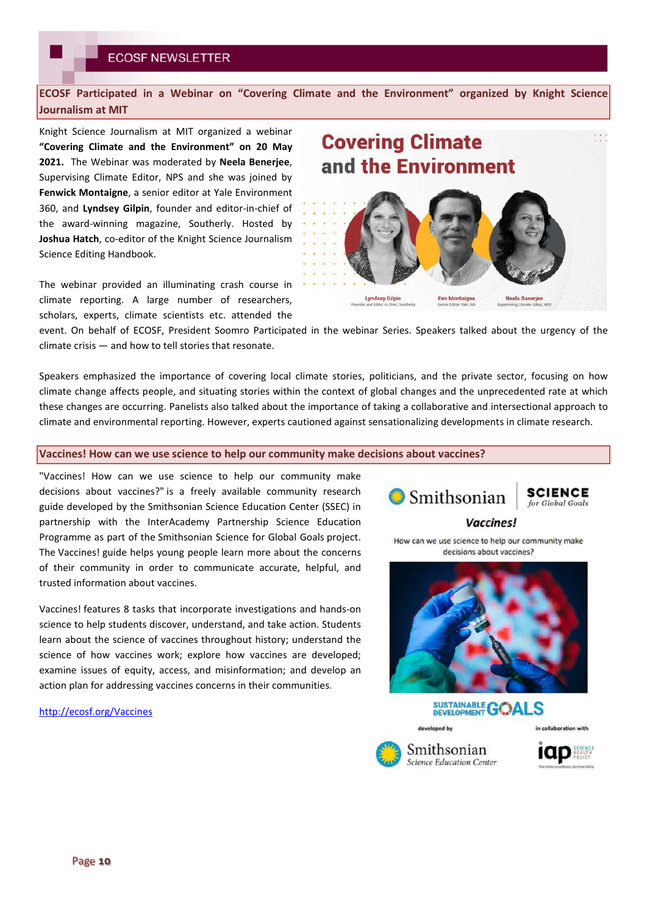## ECOSF Participated in a Webinar on "Covering Climate and the Environment" organized by Knight Science Journalism at MIT

Knight Science Journalism at MIT organized a webinar **"Covering Climate and the Environment" on 20 May 2021.** The Webinar was moderated by **Neela Benerjee**, Supervising Climate Editor, NPS and she was joined by **Fenwick Montaigne**, a senior editor at Yale Environment 360, and **Lyndsey Gilpin**, founder and editor-in-chief of the award-winning magazine, Southerly. Hosted by **Joshua Hatch**, co-editor of the Knight Science Journalism Science Editing Handbook.

The webinar provided an illuminating crash course in climate reporting. A large number of researchers, scholars, experts, climate scientists etc. attended the event. On behalf of ECOSF, President Soomro Participated in the webinar Series. Speakers talked about the urgency of the climate crisis — and how to tell stories that resonate.

Speakers emphasized the importance of covering local climate stories, politicians, and the private sector, focusing on how climate change affects people, and situating stories within the context of global changes and the unprecedented rate at which these changes are occurring. Panelists also talked about the importance of taking a collaborative and intersectional approach to climate and environmental reporting. However, experts cautioned against sensationalizing developments in climate research.

## Vaccines! How can we use science to help our community make decisions about vaccines?

"Vaccines! How can we use science to help our community make decisions about vaccines?" is a freely available community research guide developed by the Smithsonian Science Education Center (SSEC) in partnership with the InterAcademy Partnership Science Education Programme as part of the Smithsonian Science for Global Goals project. The Vaccines! guide helps young people learn more about the concerns of their community in order to communicate accurate, helpful, and trusted information about vaccines.

Vaccines! features 8 tasks that incorporate investigations and hands-on science to help students discover, understand, and take action. Students learn about the science of vaccines throughout history; understand the science of how vaccines work; explore how vaccines are developed; examine issues of equity, access, and misinformation; and develop an action plan for addressing vaccines concerns in their communities.

http://ecosf.org/Vaccines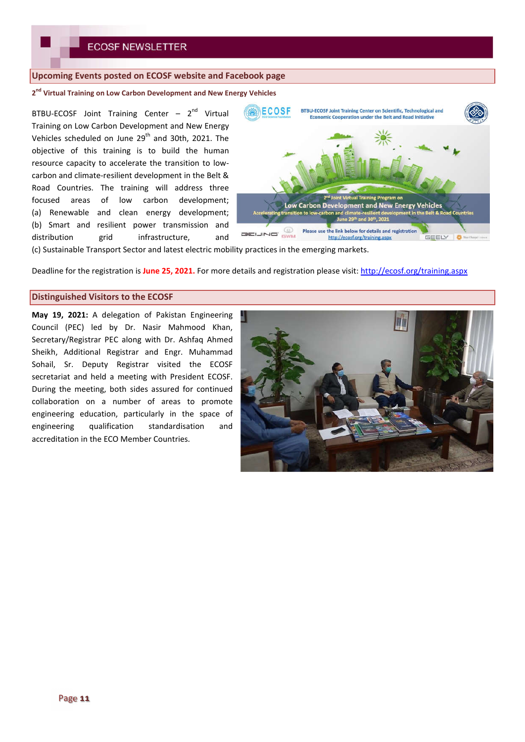## Upcoming Events posted on ECOSF website and Facebook page

### 2nd Virtual Training on Low Carbon Development and New Energy Vehicles

BTBU-ECOSF Joint Training Center – 2nd Virtual Training on Low Carbon Development and New Energy Vehicles scheduled on June 29th and 30th, 2021. The objective of this training is to build the human resource capacity to accelerate the transition to low-carbon and climate-resilient development in the Belt & Road Countries. The training will address three focused areas of low carbon development; (a) Renewable and clean energy development; (b) Smart and resilient power transmission and distribution grid infrastructure, and (c) Sustainable Transport Sector and latest electric mobility practices in the emerging markets.

Deadline for the registration is **June 25, 2021.** For more details and registration please visit: http://ecosf.org/training.aspx

## Distinguished Visitors to the ECOSF

**May 19, 2021:** A delegation of Pakistan Engineering Council (PEC) led by Dr. Nasir Mahmood Khan, Secretary/Registrar PEC along with Dr. Ashfaq Ahmed Sheikh, Additional Registrar and Engr. Muhammad Sohail, Sr. Deputy Registrar visited the ECOSF secretariat and held a meeting with President ECOSF. During the meeting, both sides assured for continued collaboration on a number of areas to promote engineering education, particularly in the space of engineering qualification standardisation and accreditation in the ECO Member Countries.